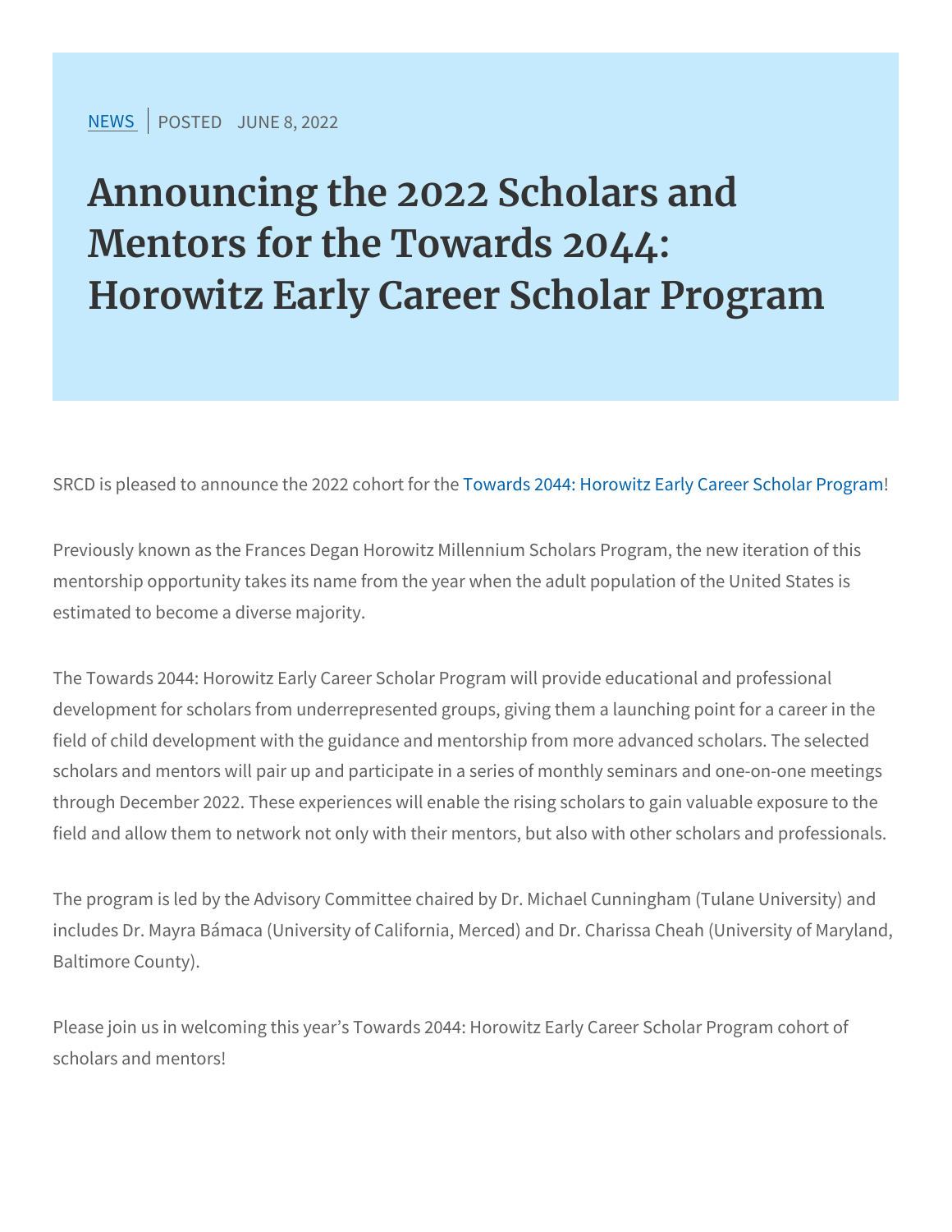NEWS | POSTED JUNE 8, 2022

# Announcing the 2022 Scholars and Mentors for the Towards 2044: Horowitz Early Career Scholar Program

SRCD is pleased to announce the 2022 cohort for the Towards 2044: Horowitz Early Career Scholar Program!

Previously known as the Frances Degan Horowitz Millennium Scholars Program, the new iteration of this mentorship opportunity takes its name from the year when the adult population of the United States is estimated to become a diverse majority.

The Towards 2044: Horowitz Early Career Scholar Program will provide educational and professional development for scholars from underrepresented groups, giving them a launching point for a career in the field of child development with the guidance and mentorship from more advanced scholars. The selected scholars and mentors will pair up and participate in a series of monthly seminars and one-on-one meetings through December 2022. These experiences will enable the rising scholars to gain valuable exposure to the field and allow them to network not only with their mentors, but also with other scholars and professionals.

The program is led by the Advisory Committee chaired by Dr. Michael Cunningham (Tulane University) and includes Dr. Mayra Bámaca (University of California, Merced) and Dr. Charissa Cheah (University of Maryland, Baltimore County).

Please join us in welcoming this year's Towards 2044: Horowitz Early Career Scholar Program cohort of scholars and mentors!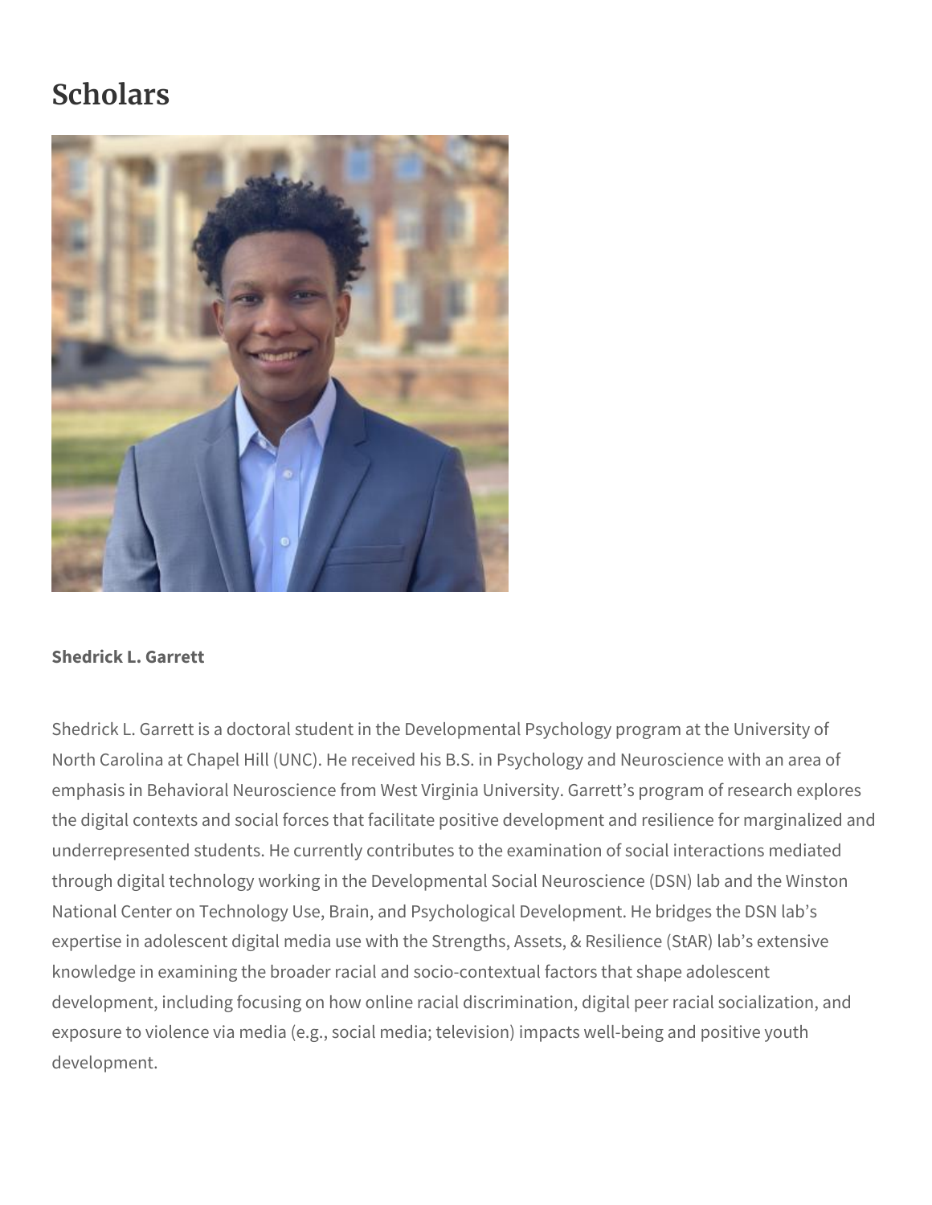# Scholars

**Shedrick L. Garrett**

Shedrick L. Garrett is a doctoral student in the Developmental Psychology program at the University of North Carolina at Chapel Hill (UNC). He received his B.S. in Psychology and Neuroscience with an area of emphasis in Behavioral Neuroscience from West Virginia University. Garrett's program of research explores the digital contexts and social forces that facilitate positive development and resilience for marginalized and underrepresented students. He currently contributes to the examination of social interactions mediated through digital technology working in the Developmental Social Neuroscience (DSN) lab and the Winston National Center on Technology Use, Brain, and Psychological Development. He bridges the DSN lab's expertise in adolescent digital media use with the Strengths, Assets, & Resilience (StAR) lab's extensive knowledge in examining the broader racial and socio-contextual factors that shape adolescent development, including focusing on how online racial discrimination, digital peer racial socialization, and exposure to violence via media (e.g., social media; television) impacts well-being and positive youth development.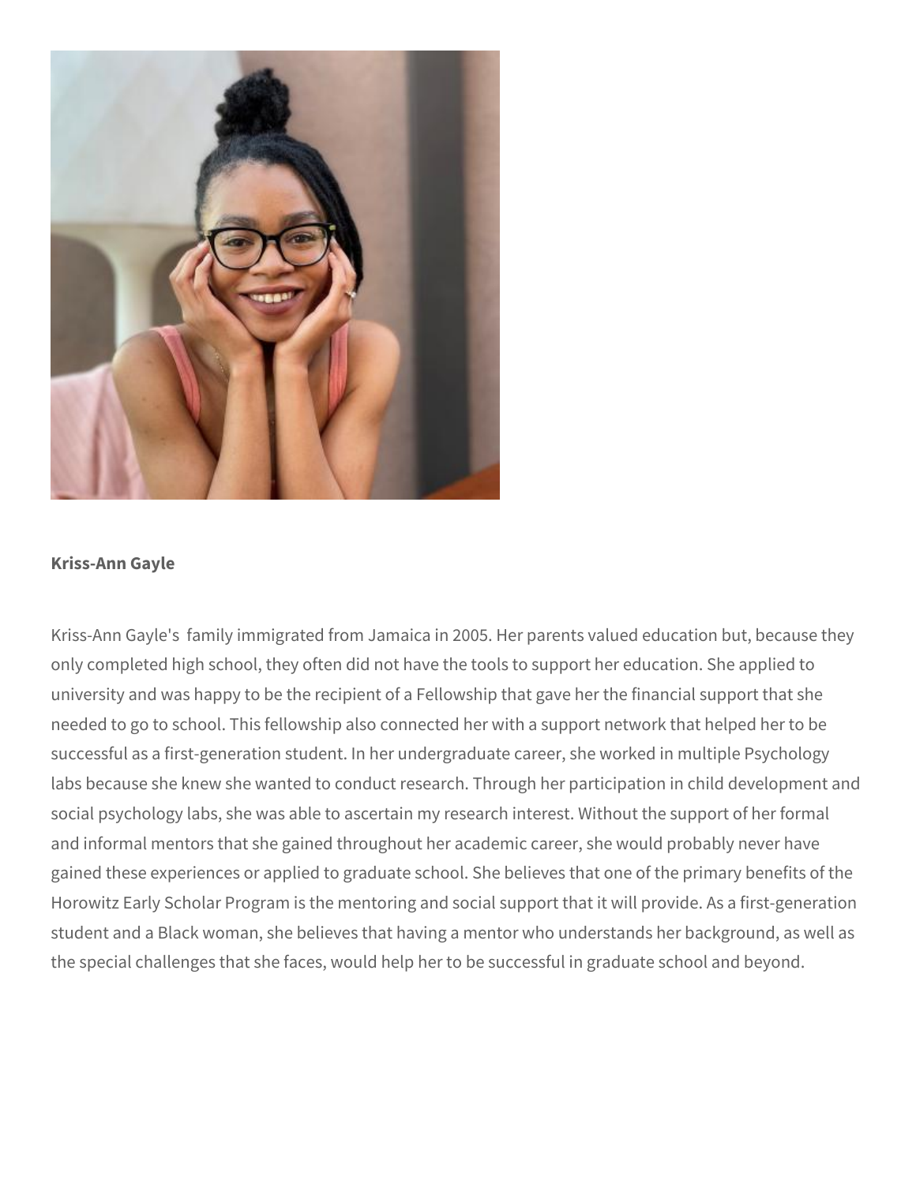**Kriss-Ann Gayle**

Kriss-Ann Gayle's family immigrated from Jamaica in 2005. Her parents valued education but, because they only completed high school, they often did not have the tools to support her education. She applied to university and was happy to be the recipient of a Fellowship that gave her the financial support that she needed to go to school. This fellowship also connected her with a support network that helped her to be successful as a first-generation student. In her undergraduate career, she worked in multiple Psychology labs because she knew she wanted to conduct research. Through her participation in child development and social psychology labs, she was able to ascertain my research interest. Without the support of her formal and informal mentors that she gained throughout her academic career, she would probably never have gained these experiences or applied to graduate school. She believes that one of the primary benefits of the Horowitz Early Scholar Program is the mentoring and social support that it will provide. As a first-generation student and a Black woman, she believes that having a mentor who understands her background, as well as the special challenges that she faces, would help her to be successful in graduate school and beyond.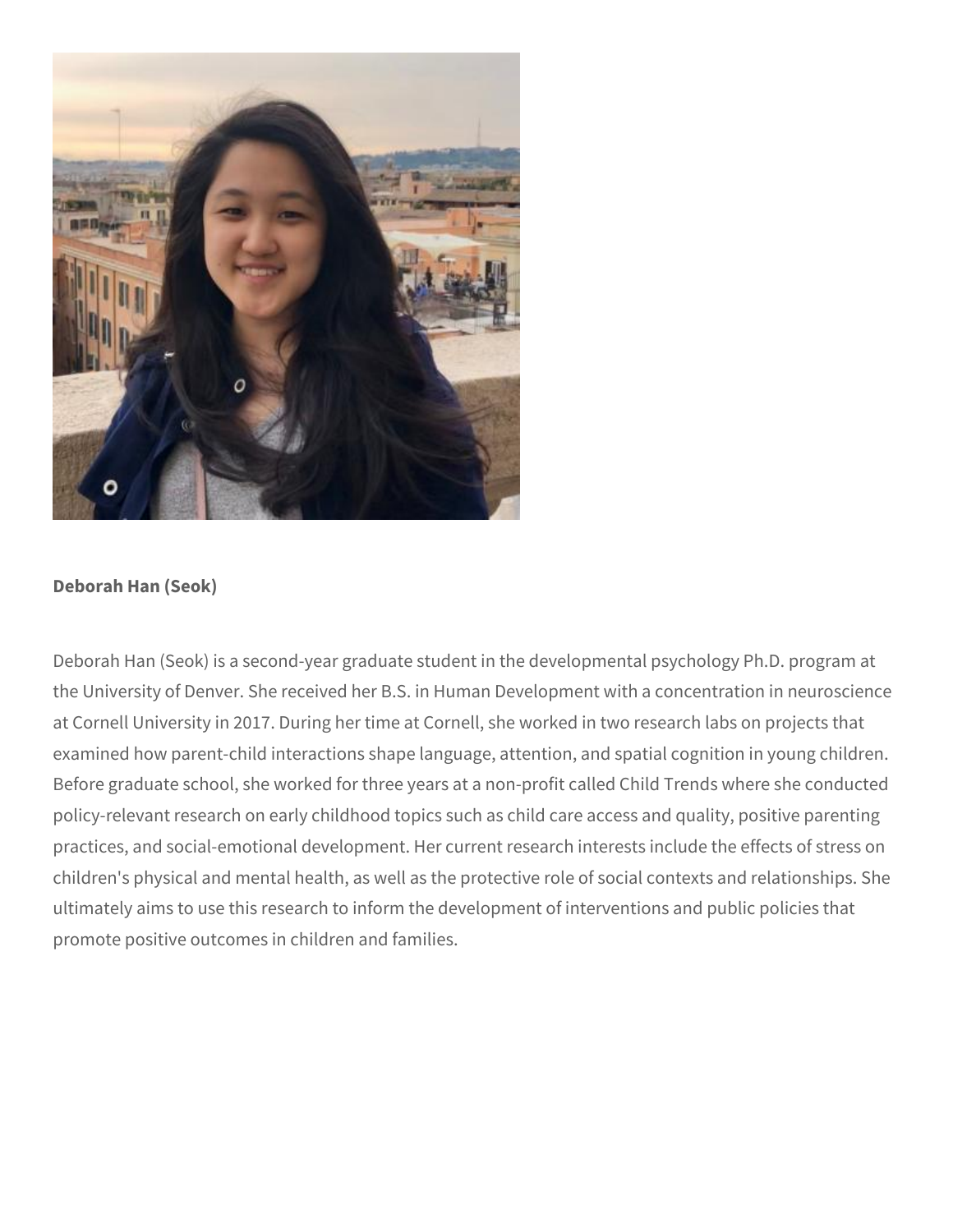**Deborah Han (Seok)**

Deborah Han (Seok) is a second-year graduate student in the developmental psychology Ph.D. program at the University of Denver. She received her B.S. in Human Development with a concentration in neuroscience at Cornell University in 2017. During her time at Cornell, she worked in two research labs on projects that examined how parent-child interactions shape language, attention, and spatial cognition in young children. Before graduate school, she worked for three years at a non-profit called Child Trends where she conducted policy-relevant research on early childhood topics such as child care access and quality, positive parenting practices, and social-emotional development. Her current research interests include the effects of stress on children's physical and mental health, as well as the protective role of social contexts and relationships. She ultimately aims to use this research to inform the development of interventions and public policies that promote positive outcomes in children and families.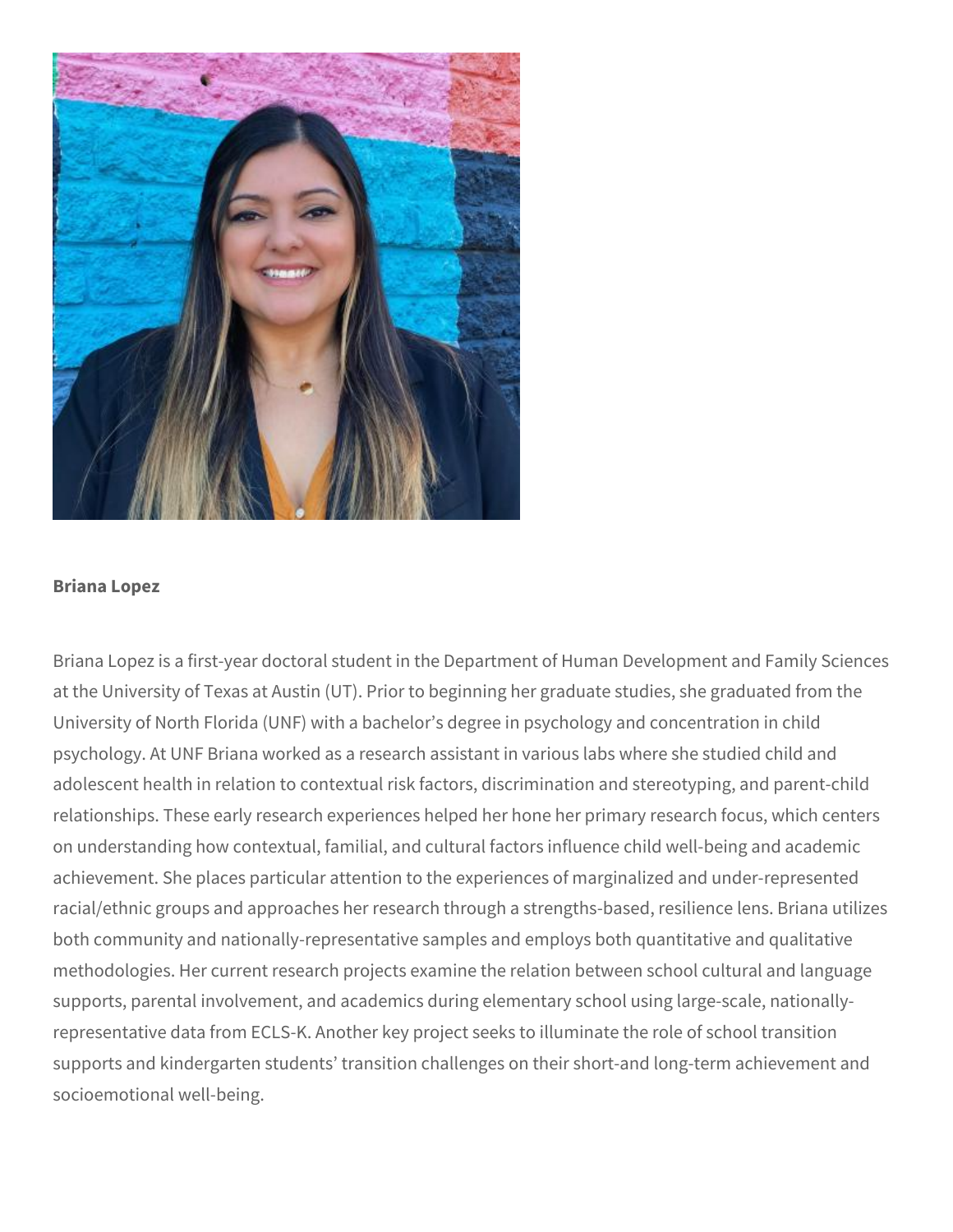**Briana Lopez**

Briana Lopez is a first-year doctoral student in the Department of Human Development and Family Sciences at the University of Texas at Austin (UT). Prior to beginning her graduate studies, she graduated from the University of North Florida (UNF) with a bachelor's degree in psychology and concentration in child psychology. At UNF Briana worked as a research assistant in various labs where she studied child and adolescent health in relation to contextual risk factors, discrimination and stereotyping, and parent-child relationships. These early research experiences helped her hone her primary research focus, which centers on understanding how contextual, familial, and cultural factors influence child well-being and academic achievement. She places particular attention to the experiences of marginalized and under-represented racial/ethnic groups and approaches her research through a strengths-based, resilience lens. Briana utilizes both community and nationally-representative samples and employs both quantitative and qualitative methodologies. Her current research projects examine the relation between school cultural and language supports, parental involvement, and academics during elementary school using large-scale, nationally-representative data from ECLS-K. Another key project seeks to illuminate the role of school transition supports and kindergarten students' transition challenges on their short-and long-term achievement and socioemotional well-being.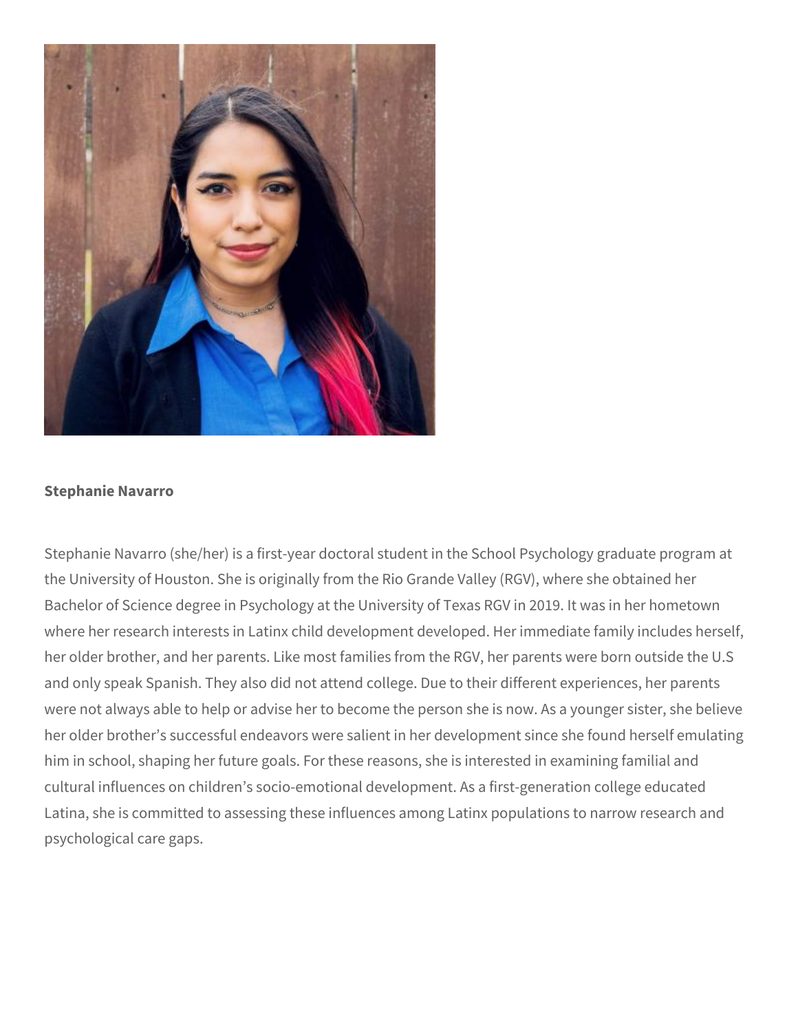**Stephanie Navarro**

Stephanie Navarro (she/her) is a first-year doctoral student in the School Psychology graduate program at the University of Houston. She is originally from the Rio Grande Valley (RGV), where she obtained her Bachelor of Science degree in Psychology at the University of Texas RGV in 2019. It was in her hometown where her research interests in Latinx child development developed. Her immediate family includes herself, her older brother, and her parents. Like most families from the RGV, her parents were born outside the U.S and only speak Spanish. They also did not attend college. Due to their different experiences, her parents were not always able to help or advise her to become the person she is now. As a younger sister, she believe her older brother's successful endeavors were salient in her development since she found herself emulating him in school, shaping her future goals. For these reasons, she is interested in examining familial and cultural influences on children's socio-emotional development. As a first-generation college educated Latina, she is committed to assessing these influences among Latinx populations to narrow research and psychological care gaps.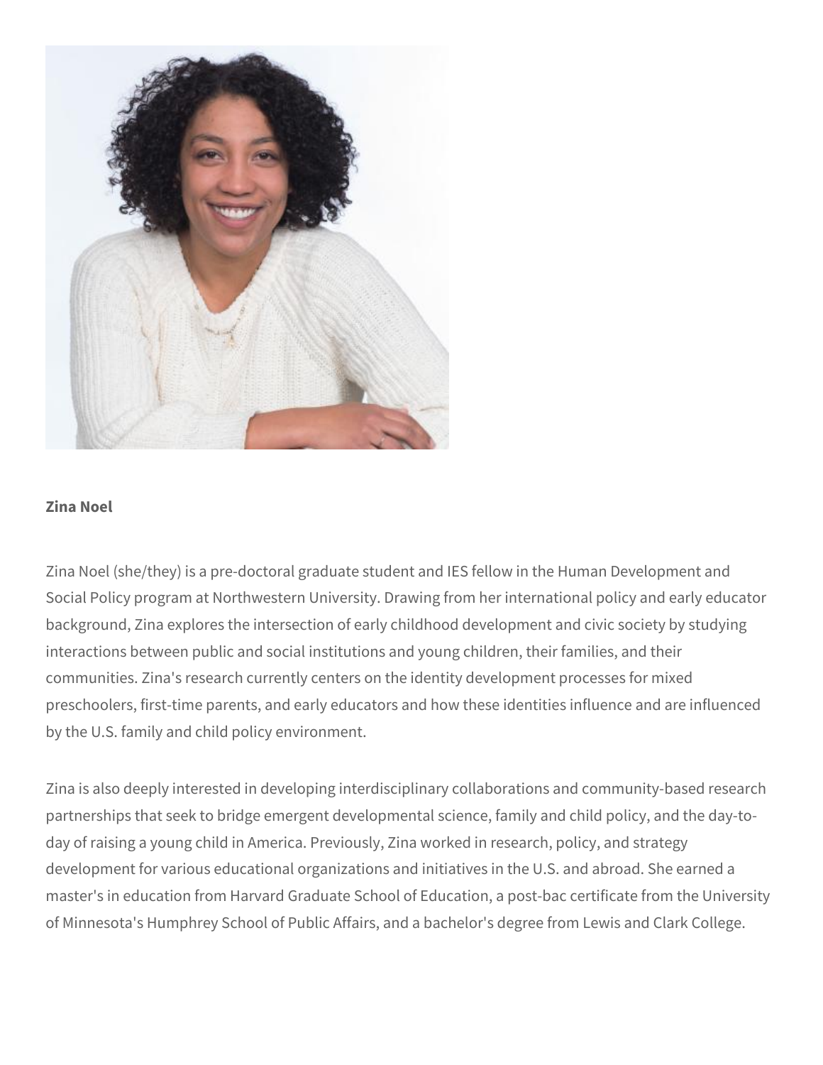**Zina Noel**

Zina Noel (she/they) is a pre-doctoral graduate student and IES fellow in the Human Development and Social Policy program at Northwestern University. Drawing from her international policy and early educator background, Zina explores the intersection of early childhood development and civic society by studying interactions between public and social institutions and young children, their families, and their communities. Zina's research currently centers on the identity development processes for mixed preschoolers, first-time parents, and early educators and how these identities influence and are influenced by the U.S. family and child policy environment.

Zina is also deeply interested in developing interdisciplinary collaborations and community-based research partnerships that seek to bridge emergent developmental science, family and child policy, and the day-to-day of raising a young child in America. Previously, Zina worked in research, policy, and strategy development for various educational organizations and initiatives in the U.S. and abroad. She earned a master's in education from Harvard Graduate School of Education, a post-bac certificate from the University of Minnesota's Humphrey School of Public Affairs, and a bachelor's degree from Lewis and Clark College.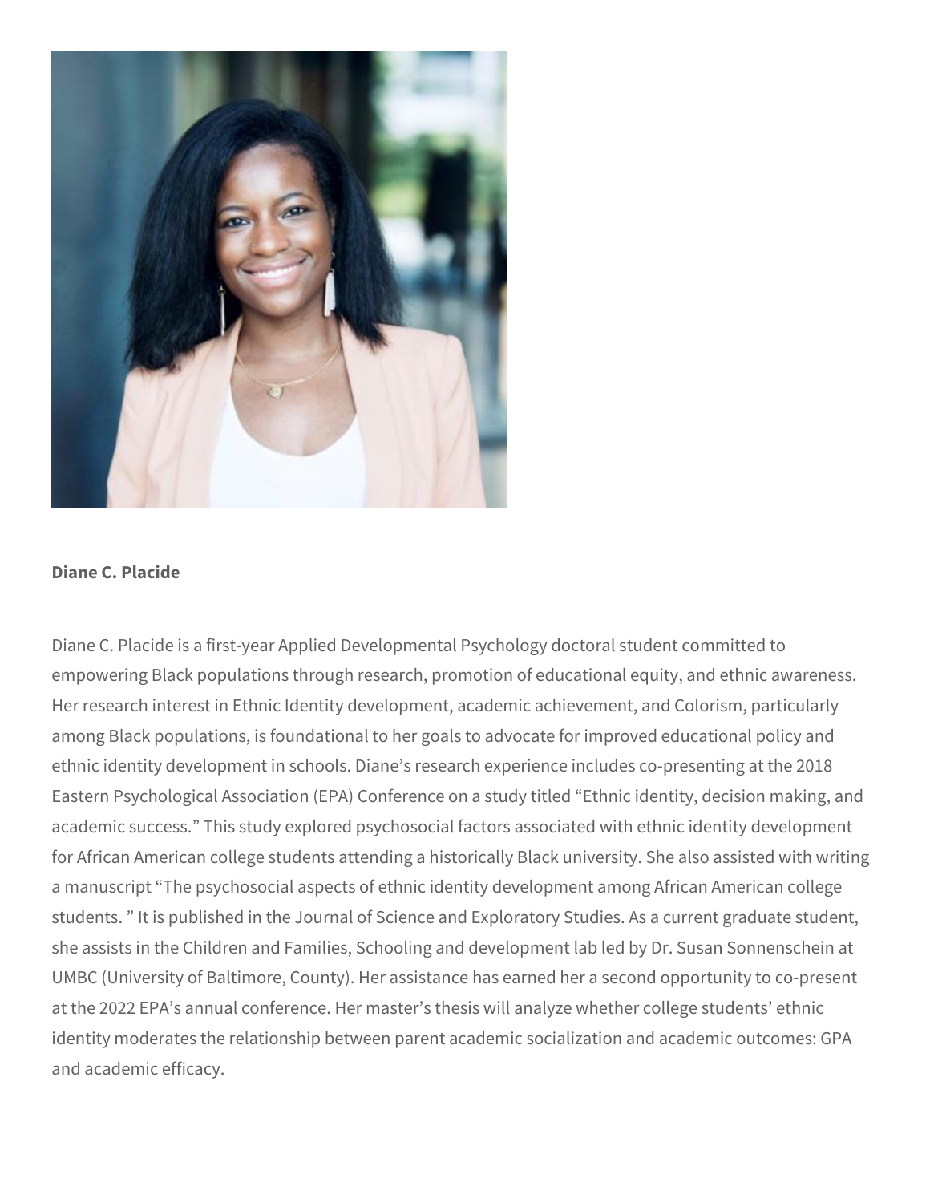**Diane C. Placide**

Diane C. Placide is a first-year Applied Developmental Psychology doctoral student committed to empowering Black populations through research, promotion of educational equity, and ethnic awareness. Her research interest in Ethnic Identity development, academic achievement, and Colorism, particularly among Black populations, is foundational to her goals to advocate for improved educational policy and ethnic identity development in schools. Diane's research experience includes co-presenting at the 2018 Eastern Psychological Association (EPA) Conference on a study titled "Ethnic identity, decision making, and academic success." This study explored psychosocial factors associated with ethnic identity development for African American college students attending a historically Black university. She also assisted with writing a manuscript "The psychosocial aspects of ethnic identity development among African American college students. " It is published in the Journal of Science and Exploratory Studies. As a current graduate student, she assists in the Children and Families, Schooling and development lab led by Dr. Susan Sonnenschein at UMBC (University of Baltimore, County). Her assistance has earned her a second opportunity to co-present at the 2022 EPA's annual conference. Her master's thesis will analyze whether college students' ethnic identity moderates the relationship between parent academic socialization and academic outcomes: GPA and academic efficacy.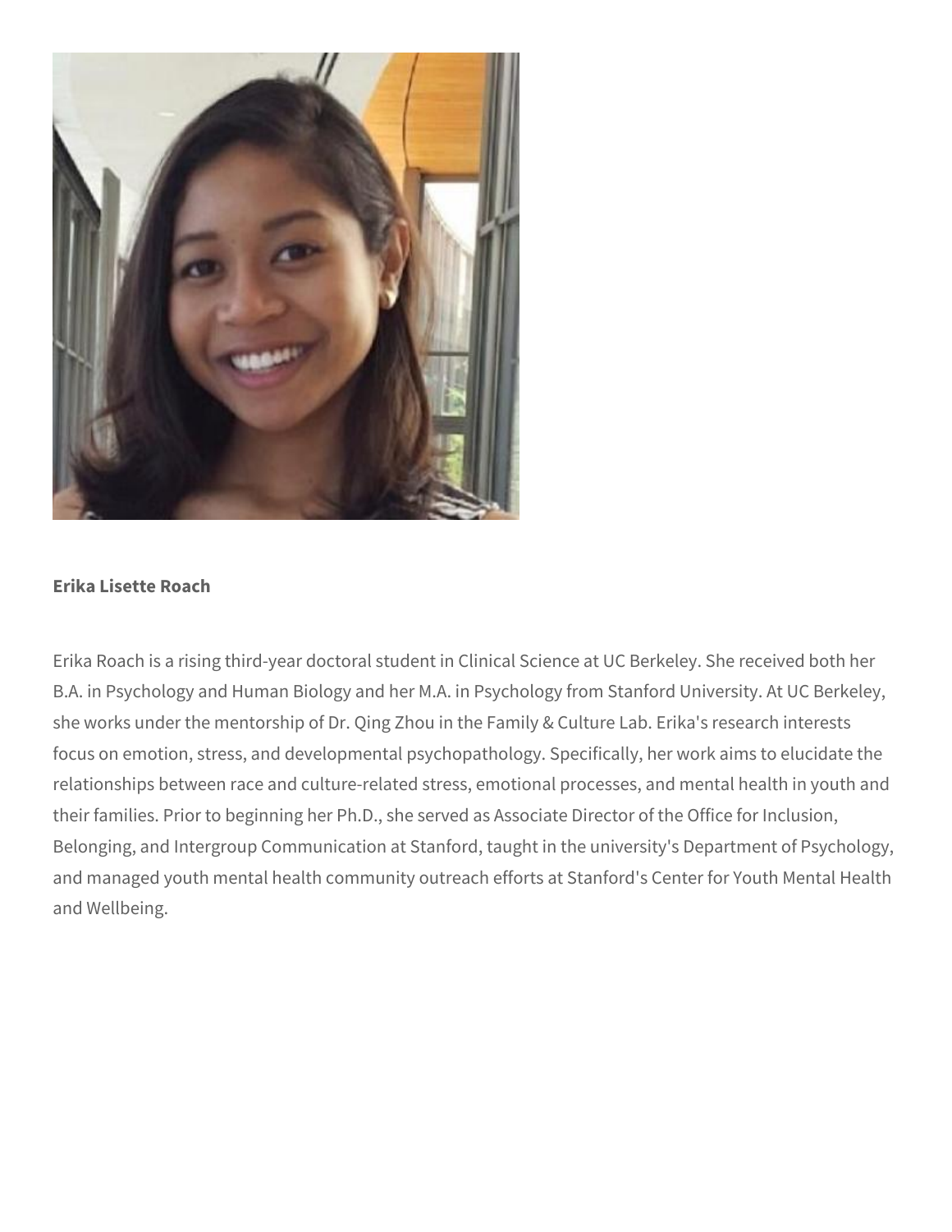**Erika Lisette Roach**

Erika Roach is a rising third-year doctoral student in Clinical Science at UC Berkeley. She received both her B.A. in Psychology and Human Biology and her M.A. in Psychology from Stanford University. At UC Berkeley, she works under the mentorship of Dr. Qing Zhou in the Family & Culture Lab. Erika's research interests focus on emotion, stress, and developmental psychopathology. Specifically, her work aims to elucidate the relationships between race and culture-related stress, emotional processes, and mental health in youth and their families. Prior to beginning her Ph.D., she served as Associate Director of the Office for Inclusion, Belonging, and Intergroup Communication at Stanford, taught in the university's Department of Psychology, and managed youth mental health community outreach efforts at Stanford's Center for Youth Mental Health and Wellbeing.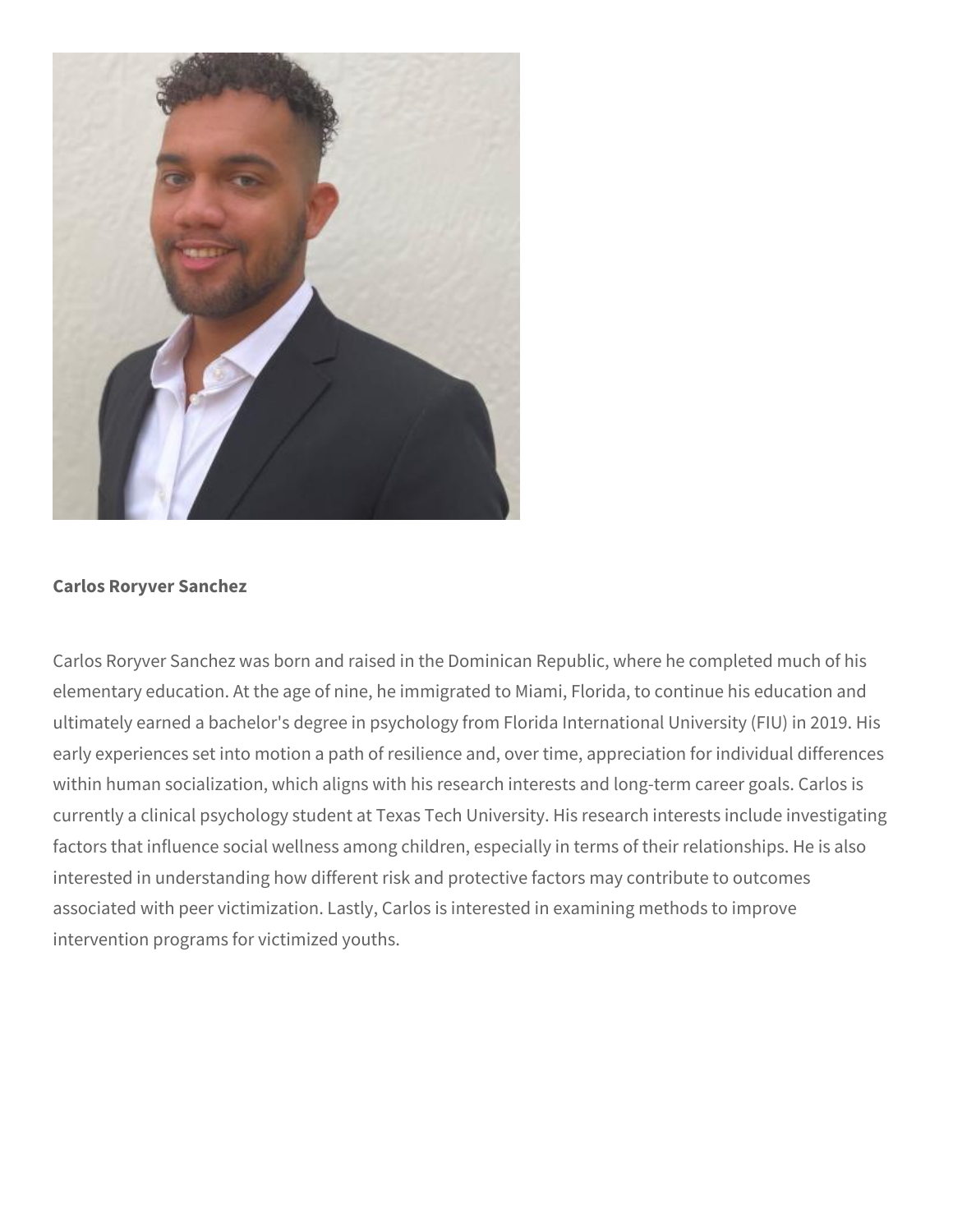**Carlos Roryver Sanchez**

Carlos Roryver Sanchez was born and raised in the Dominican Republic, where he completed much of his elementary education. At the age of nine, he immigrated to Miami, Florida, to continue his education and ultimately earned a bachelor's degree in psychology from Florida International University (FIU) in 2019. His early experiences set into motion a path of resilience and, over time, appreciation for individual differences within human socialization, which aligns with his research interests and long-term career goals. Carlos is currently a clinical psychology student at Texas Tech University. His research interests include investigating factors that influence social wellness among children, especially in terms of their relationships. He is also interested in understanding how different risk and protective factors may contribute to outcomes associated with peer victimization. Lastly, Carlos is interested in examining methods to improve intervention programs for victimized youths.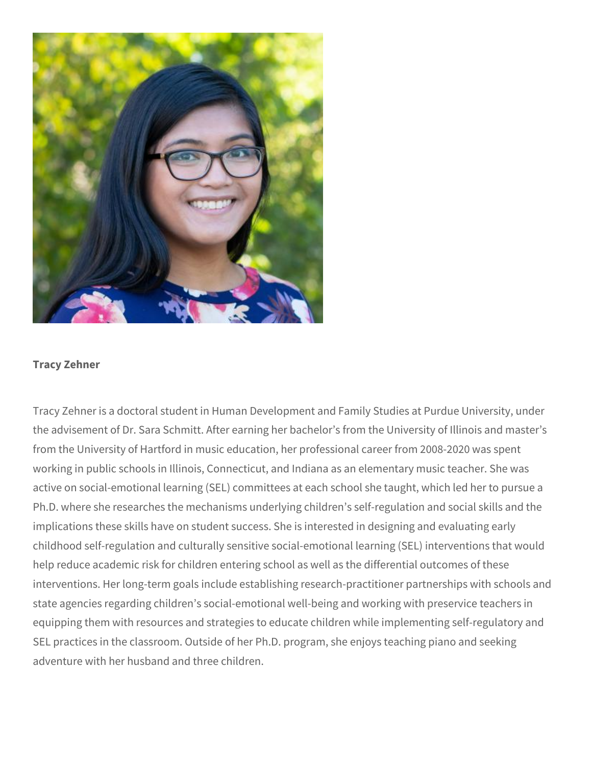**Tracy Zehner**

Tracy Zehner is a doctoral student in Human Development and Family Studies at Purdue University, under the advisement of Dr. Sara Schmitt. After earning her bachelor's from the University of Illinois and master's from the University of Hartford in music education, her professional career from 2008-2020 was spent working in public schools in Illinois, Connecticut, and Indiana as an elementary music teacher. She was active on social-emotional learning (SEL) committees at each school she taught, which led her to pursue a Ph.D. where she researches the mechanisms underlying children's self-regulation and social skills and the implications these skills have on student success. She is interested in designing and evaluating early childhood self-regulation and culturally sensitive social-emotional learning (SEL) interventions that would help reduce academic risk for children entering school as well as the differential outcomes of these interventions. Her long-term goals include establishing research-practitioner partnerships with schools and state agencies regarding children's social-emotional well-being and working with preservice teachers in equipping them with resources and strategies to educate children while implementing self-regulatory and SEL practices in the classroom. Outside of her Ph.D. program, she enjoys teaching piano and seeking adventure with her husband and three children.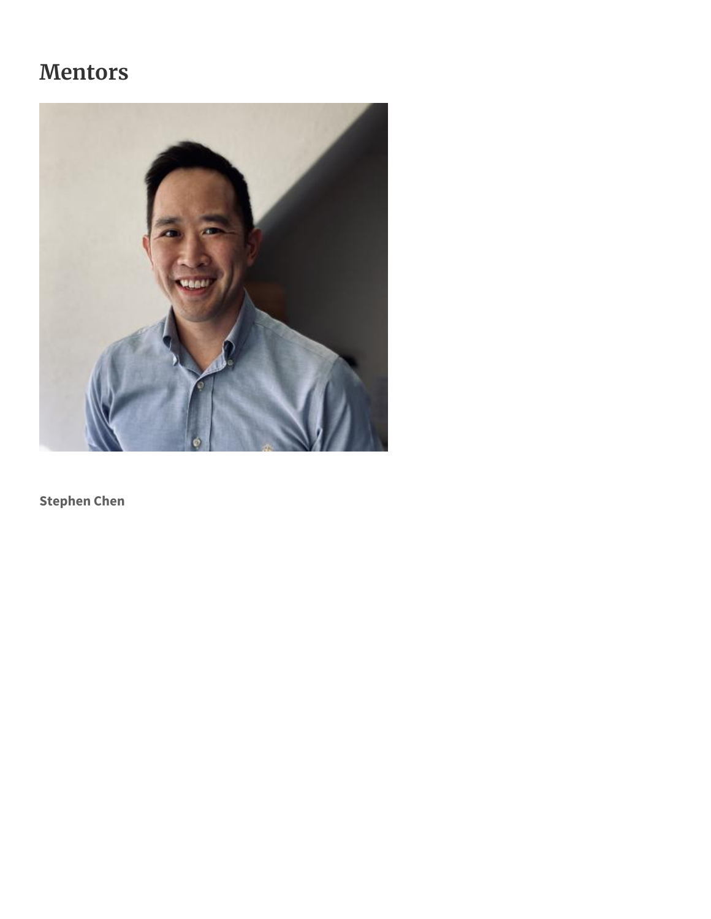# Mentors

**Stephen Chen**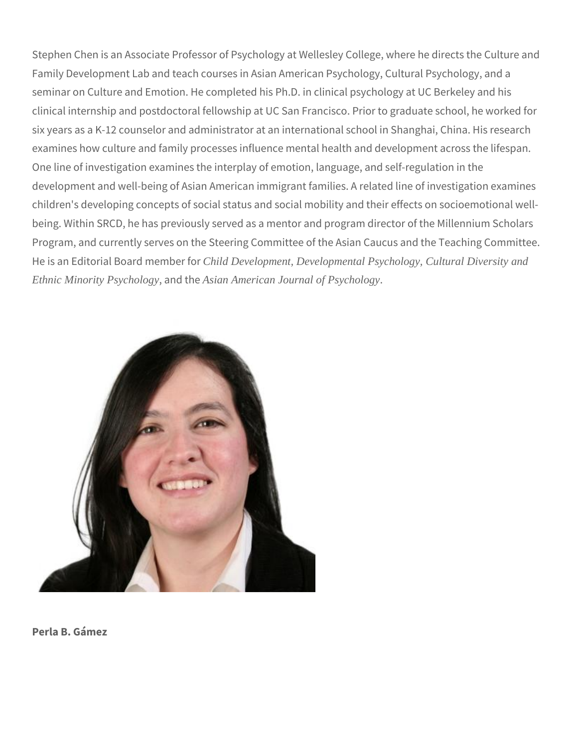Stephen Chen is an Associate Professor of Psychology at Wellesley College, where he directs the Culture and Family Development Lab and teach courses in Asian American Psychology, Cultural Psychology, and a seminar on Culture and Emotion. He completed his Ph.D. in clinical psychology at UC Berkeley and his clinical internship and postdoctoral fellowship at UC San Francisco. Prior to graduate school, he worked for six years as a K-12 counselor and administrator at an international school in Shanghai, China. His research examines how culture and family processes influence mental health and development across the lifespan. One line of investigation examines the interplay of emotion, language, and self-regulation in the development and well-being of Asian American immigrant families. A related line of investigation examines children's developing concepts of social status and social mobility and their effects on socioemotional well-being. Within SRCD, he has previously served as a mentor and program director of the Millennium Scholars Program, and currently serves on the Steering Committee of the Asian Caucus and the Teaching Committee. He is an Editorial Board member for *Child Development*, *Developmental Psychology*, *Cultural Diversity and Ethnic Minority Psychology*, and the *Asian American Journal of Psychology*.

**Perla B. Gámez**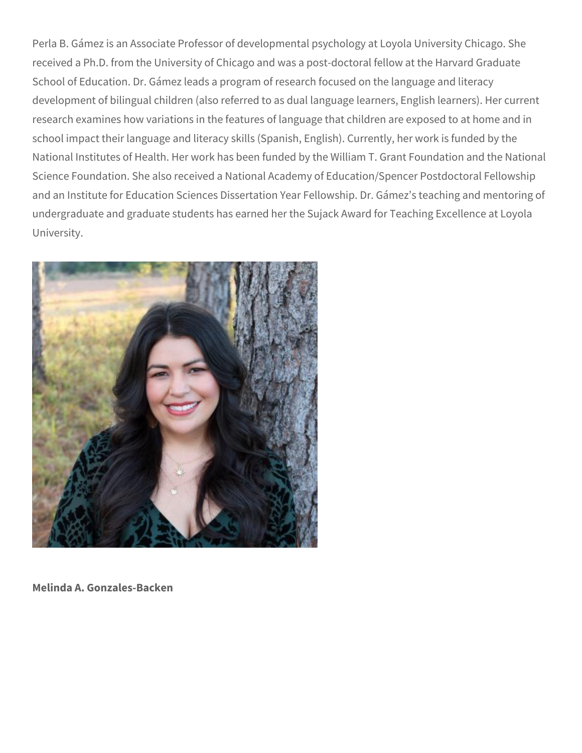Perla B. Gámez is an Associate Professor of developmental psychology at Loyola University Chicago. She received a Ph.D. from the University of Chicago and was a post-doctoral fellow at the Harvard Graduate School of Education. Dr. Gámez leads a program of research focused on the language and literacy development of bilingual children (also referred to as dual language learners, English learners). Her current research examines how variations in the features of language that children are exposed to at home and in school impact their language and literacy skills (Spanish, English). Currently, her work is funded by the National Institutes of Health. Her work has been funded by the William T. Grant Foundation and the National Science Foundation. She also received a National Academy of Education/Spencer Postdoctoral Fellowship and an Institute for Education Sciences Dissertation Year Fellowship. Dr. Gámez's teaching and mentoring of undergraduate and graduate students has earned her the Sujack Award for Teaching Excellence at Loyola University.

**Melinda A. Gonzales-Backen**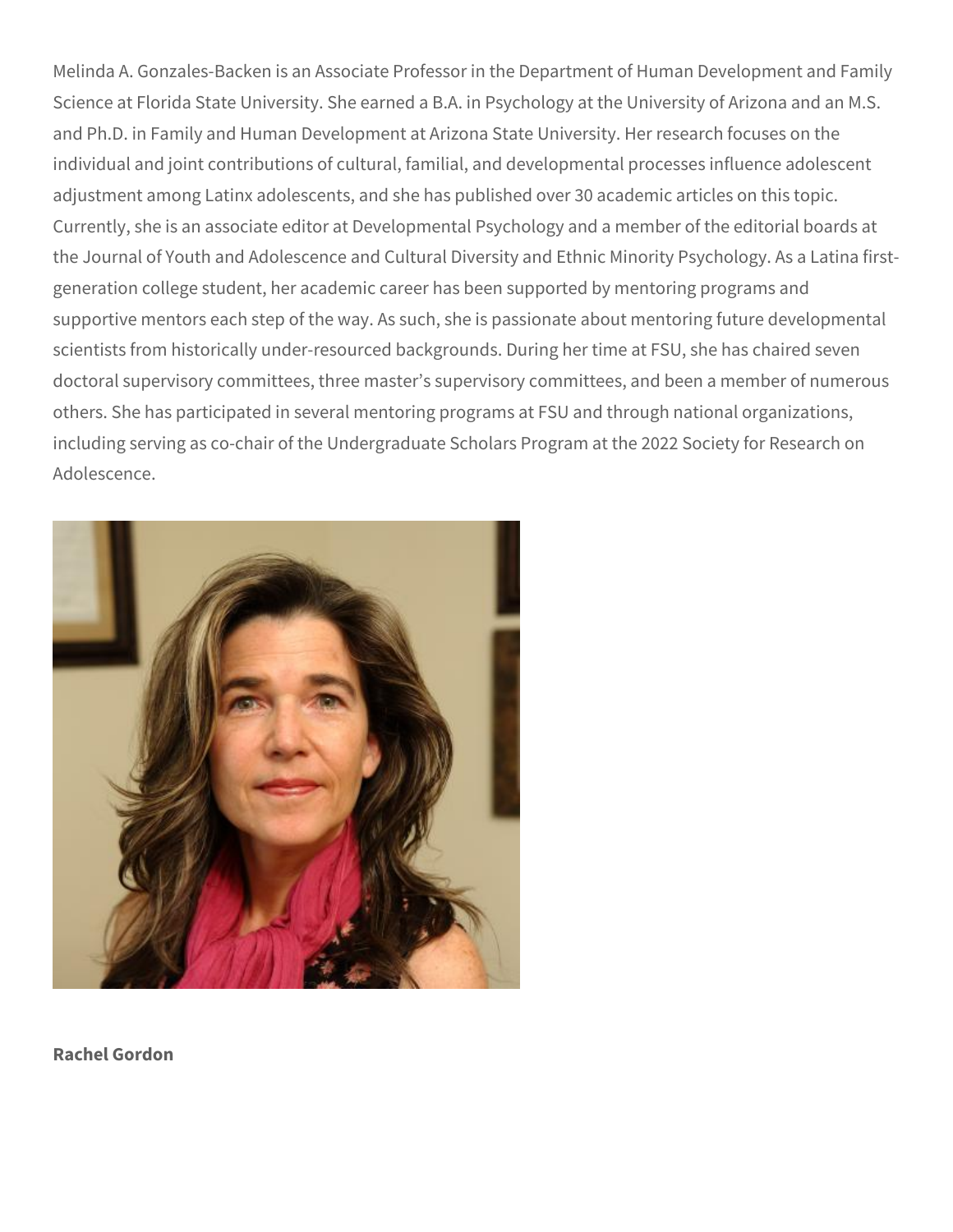Melinda A. Gonzales-Backen is an Associate Professor in the Department of Human Development and Family Science at Florida State University. She earned a B.A. in Psychology at the University of Arizona and an M.S. and Ph.D. in Family and Human Development at Arizona State University. Her research focuses on the individual and joint contributions of cultural, familial, and developmental processes influence adolescent adjustment among Latinx adolescents, and she has published over 30 academic articles on this topic. Currently, she is an associate editor at Developmental Psychology and a member of the editorial boards at the Journal of Youth and Adolescence and Cultural Diversity and Ethnic Minority Psychology. As a Latina first-generation college student, her academic career has been supported by mentoring programs and supportive mentors each step of the way. As such, she is passionate about mentoring future developmental scientists from historically under-resourced backgrounds. During her time at FSU, she has chaired seven doctoral supervisory committees, three master's supervisory committees, and been a member of numerous others. She has participated in several mentoring programs at FSU and through national organizations, including serving as co-chair of the Undergraduate Scholars Program at the 2022 Society for Research on Adolescence.

**Rachel Gordon**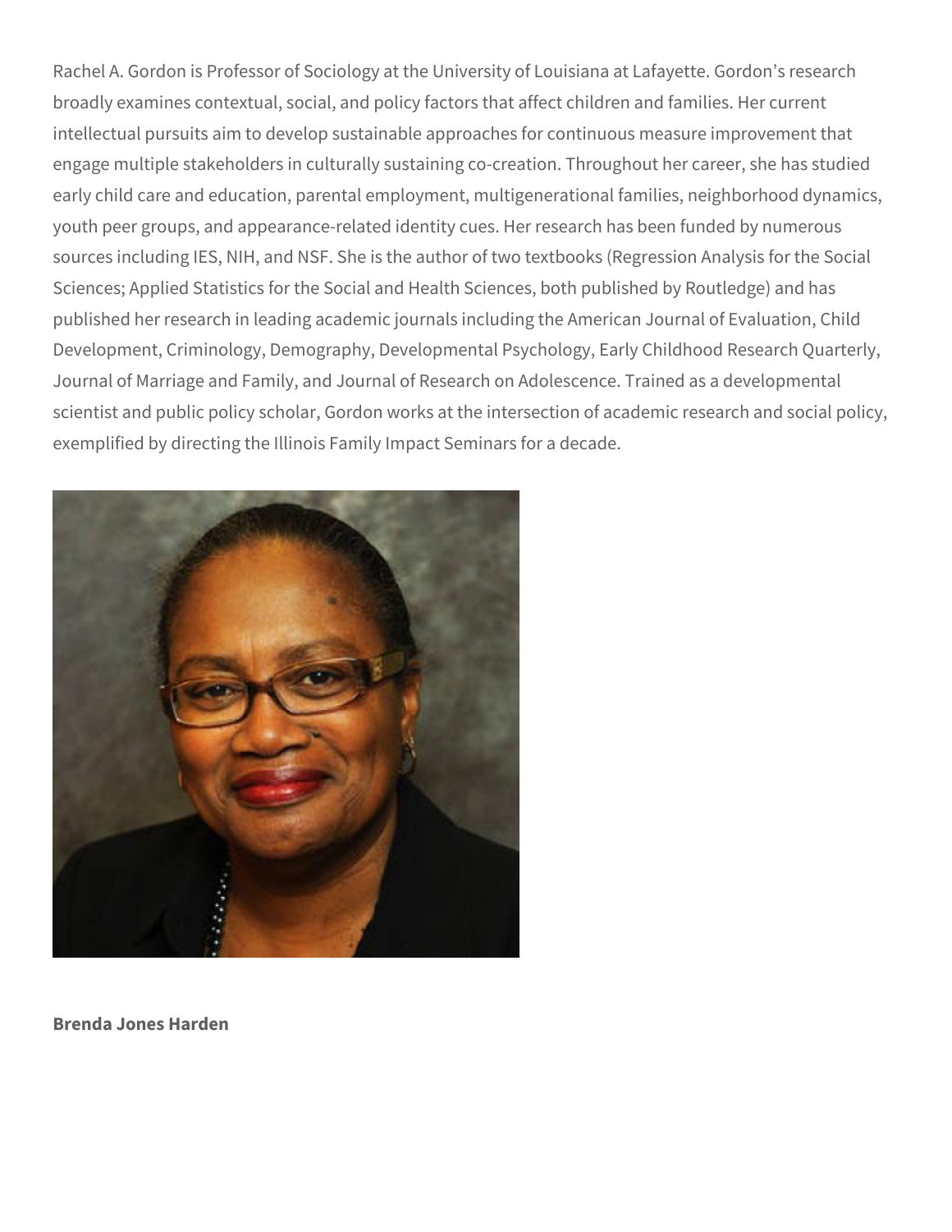Rachel A. Gordon is Professor of Sociology at the University of Louisiana at Lafayette. Gordon's research broadly examines contextual, social, and policy factors that affect children and families. Her current intellectual pursuits aim to develop sustainable approaches for continuous measure improvement that engage multiple stakeholders in culturally sustaining co-creation. Throughout her career, she has studied early child care and education, parental employment, multigenerational families, neighborhood dynamics, youth peer groups, and appearance-related identity cues. Her research has been funded by numerous sources including IES, NIH, and NSF. She is the author of two textbooks (Regression Analysis for the Social Sciences; Applied Statistics for the Social and Health Sciences, both published by Routledge) and has published her research in leading academic journals including the American Journal of Evaluation, Child Development, Criminology, Demography, Developmental Psychology, Early Childhood Research Quarterly, Journal of Marriage and Family, and Journal of Research on Adolescence. Trained as a developmental scientist and public policy scholar, Gordon works at the intersection of academic research and social policy, exemplified by directing the Illinois Family Impact Seminars for a decade.

**Brenda Jones Harden**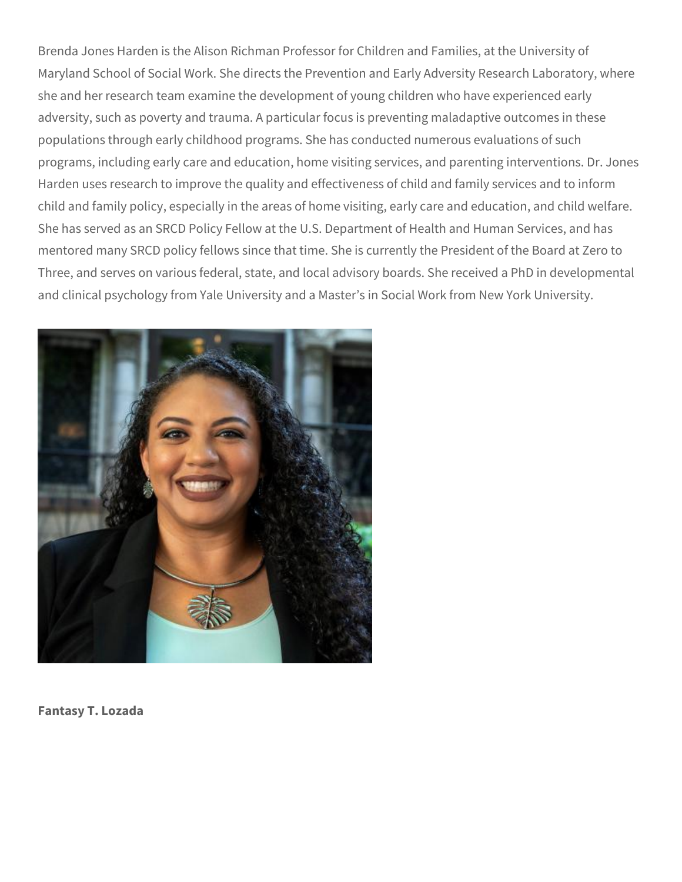Brenda Jones Harden is the Alison Richman Professor for Children and Families, at the University of Maryland School of Social Work. She directs the Prevention and Early Adversity Research Laboratory, where she and her research team examine the development of young children who have experienced early adversity, such as poverty and trauma. A particular focus is preventing maladaptive outcomes in these populations through early childhood programs. She has conducted numerous evaluations of such programs, including early care and education, home visiting services, and parenting interventions. Dr. Jones Harden uses research to improve the quality and effectiveness of child and family services and to inform child and family policy, especially in the areas of home visiting, early care and education, and child welfare. She has served as an SRCD Policy Fellow at the U.S. Department of Health and Human Services, and has mentored many SRCD policy fellows since that time. She is currently the President of the Board at Zero to Three, and serves on various federal, state, and local advisory boards. She received a PhD in developmental and clinical psychology from Yale University and a Master's in Social Work from New York University.

**Fantasy T. Lozada**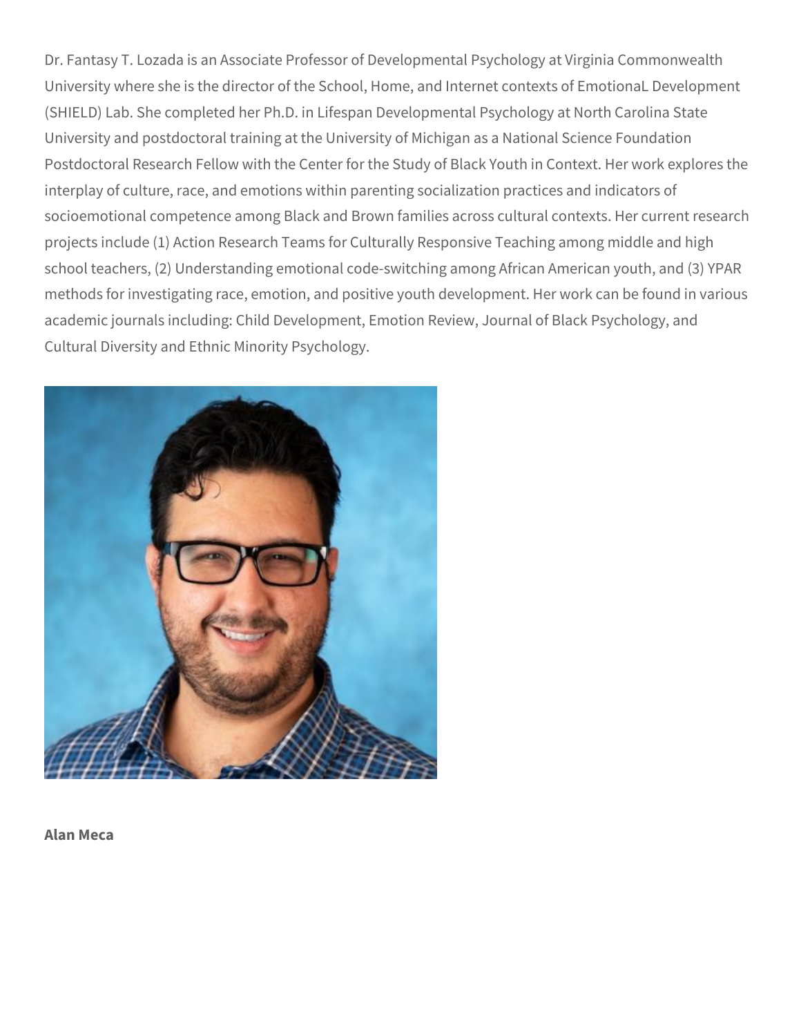Dr. Fantasy T. Lozada is an Associate Professor of Developmental Psychology at Virginia Commonwealth University where she is the director of the School, Home, and Internet contexts of EmotionaL Development (SHIELD) Lab. She completed her Ph.D. in Lifespan Developmental Psychology at North Carolina State University and postdoctoral training at the University of Michigan as a National Science Foundation Postdoctoral Research Fellow with the Center for the Study of Black Youth in Context. Her work explores the interplay of culture, race, and emotions within parenting socialization practices and indicators of socioemotional competence among Black and Brown families across cultural contexts. Her current research projects include (1) Action Research Teams for Culturally Responsive Teaching among middle and high school teachers, (2) Understanding emotional code-switching among African American youth, and (3) YPAR methods for investigating race, emotion, and positive youth development. Her work can be found in various academic journals including: Child Development, Emotion Review, Journal of Black Psychology, and Cultural Diversity and Ethnic Minority Psychology.

**Alan Meca**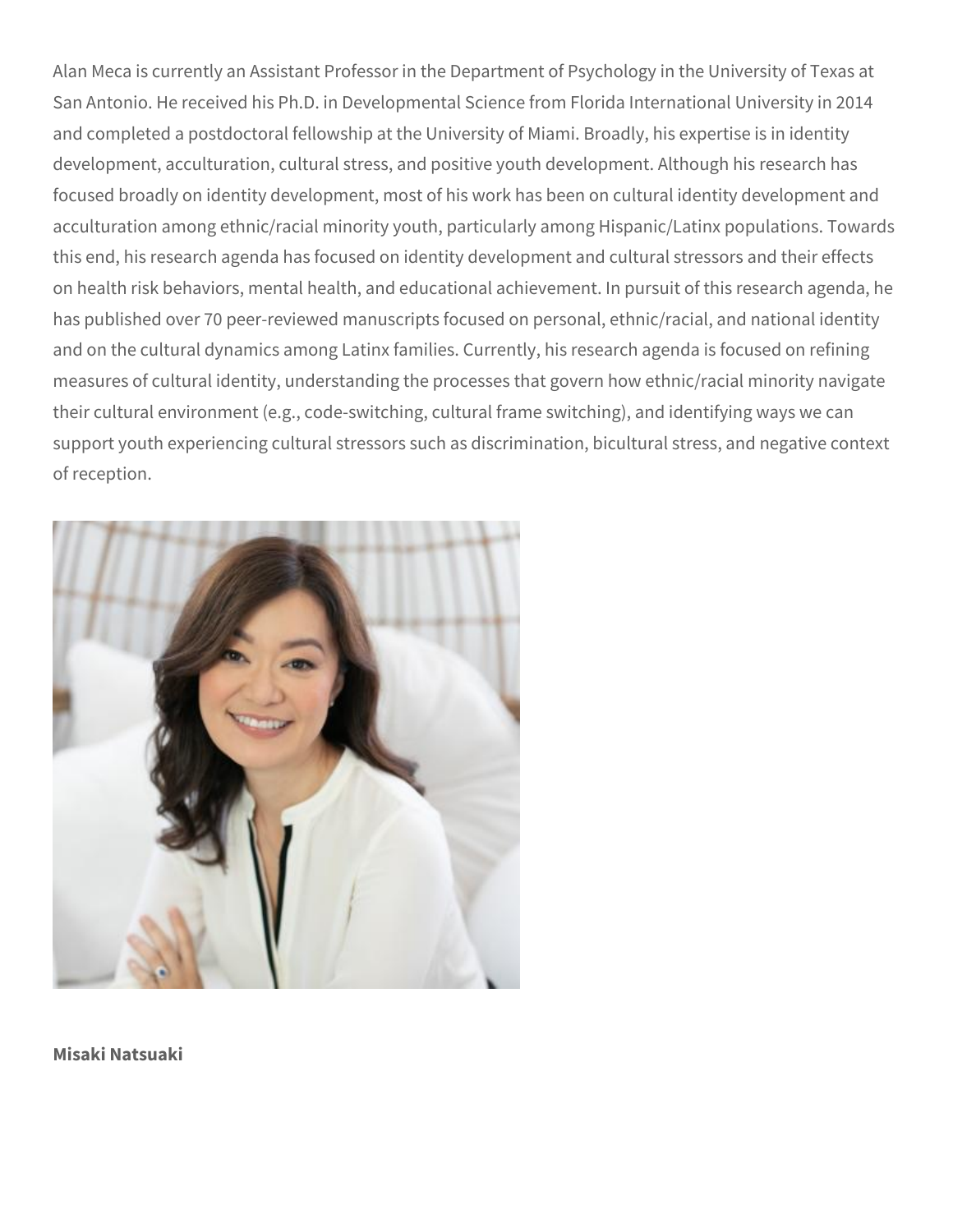Alan Meca is currently an Assistant Professor in the Department of Psychology in the University of Texas at San Antonio. He received his Ph.D. in Developmental Science from Florida International University in 2014 and completed a postdoctoral fellowship at the University of Miami. Broadly, his expertise is in identity development, acculturation, cultural stress, and positive youth development. Although his research has focused broadly on identity development, most of his work has been on cultural identity development and acculturation among ethnic/racial minority youth, particularly among Hispanic/Latinx populations. Towards this end, his research agenda has focused on identity development and cultural stressors and their effects on health risk behaviors, mental health, and educational achievement. In pursuit of this research agenda, he has published over 70 peer-reviewed manuscripts focused on personal, ethnic/racial, and national identity and on the cultural dynamics among Latinx families. Currently, his research agenda is focused on refining measures of cultural identity, understanding the processes that govern how ethnic/racial minority navigate their cultural environment (e.g., code-switching, cultural frame switching), and identifying ways we can support youth experiencing cultural stressors such as discrimination, bicultural stress, and negative context of reception.

**Misaki Natsuaki**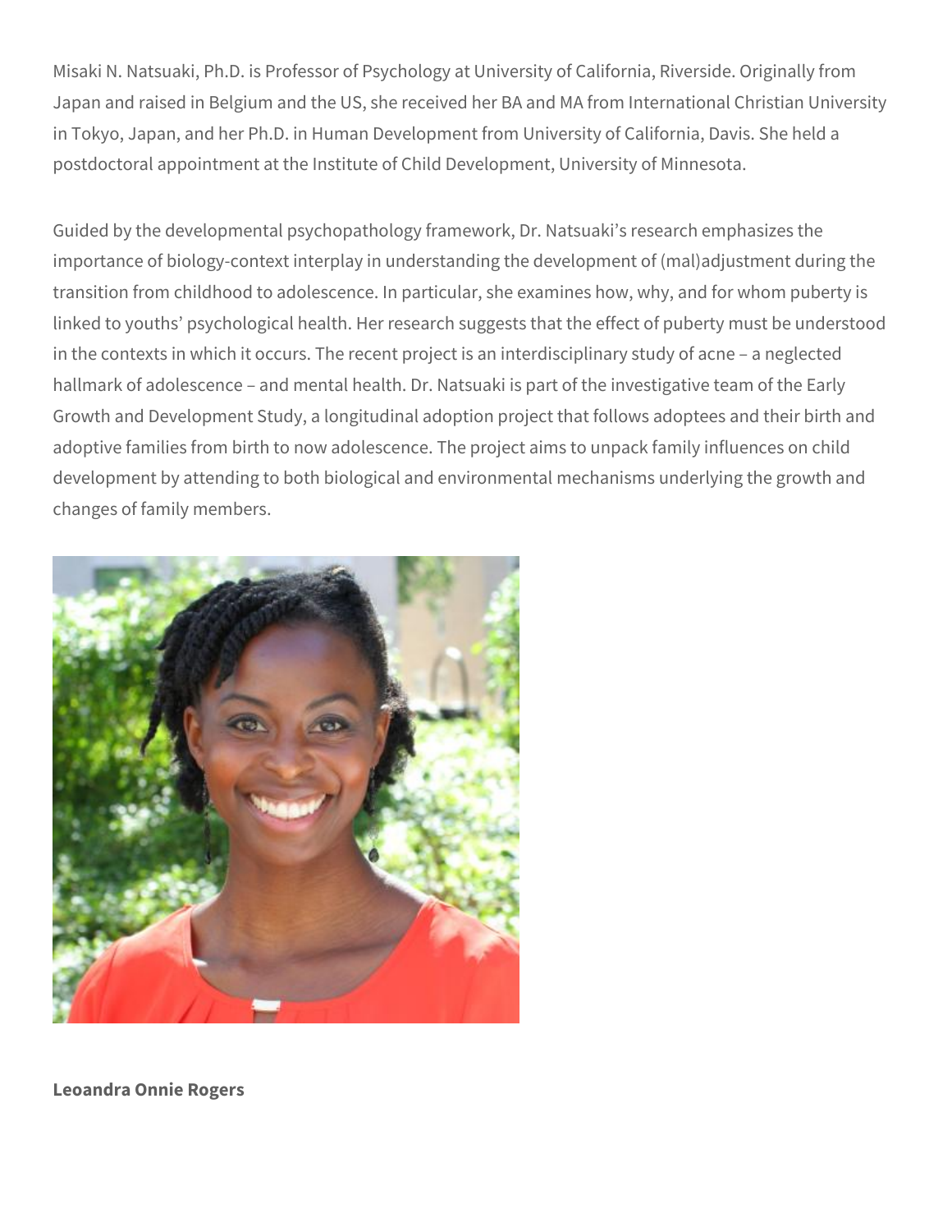Misaki N. Natsuaki, Ph.D. is Professor of Psychology at University of California, Riverside. Originally from Japan and raised in Belgium and the US, she received her BA and MA from International Christian University in Tokyo, Japan, and her Ph.D. in Human Development from University of California, Davis. She held a postdoctoral appointment at the Institute of Child Development, University of Minnesota.

Guided by the developmental psychopathology framework, Dr. Natsuaki's research emphasizes the importance of biology-context interplay in understanding the development of (mal)adjustment during the transition from childhood to adolescence. In particular, she examines how, why, and for whom puberty is linked to youths' psychological health. Her research suggests that the effect of puberty must be understood in the contexts in which it occurs. The recent project is an interdisciplinary study of acne – a neglected hallmark of adolescence – and mental health. Dr. Natsuaki is part of the investigative team of the Early Growth and Development Study, a longitudinal adoption project that follows adoptees and their birth and adoptive families from birth to now adolescence. The project aims to unpack family influences on child development by attending to both biological and environmental mechanisms underlying the growth and changes of family members.

**Leoandra Onnie Rogers**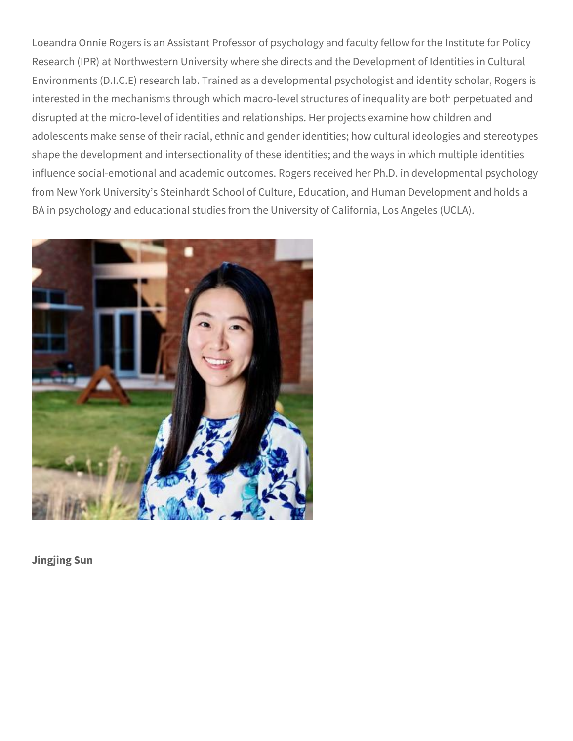Loeandra Onnie Rogers is an Assistant Professor of psychology and faculty fellow for the Institute for Policy Research (IPR) at Northwestern University where she directs and the Development of Identities in Cultural Environments (D.I.C.E) research lab. Trained as a developmental psychologist and identity scholar, Rogers is interested in the mechanisms through which macro-level structures of inequality are both perpetuated and disrupted at the micro-level of identities and relationships. Her projects examine how children and adolescents make sense of their racial, ethnic and gender identities; how cultural ideologies and stereotypes shape the development and intersectionality of these identities; and the ways in which multiple identities influence social-emotional and academic outcomes. Rogers received her Ph.D. in developmental psychology from New York University's Steinhardt School of Culture, Education, and Human Development and holds a BA in psychology and educational studies from the University of California, Los Angeles (UCLA).

**Jingjing Sun**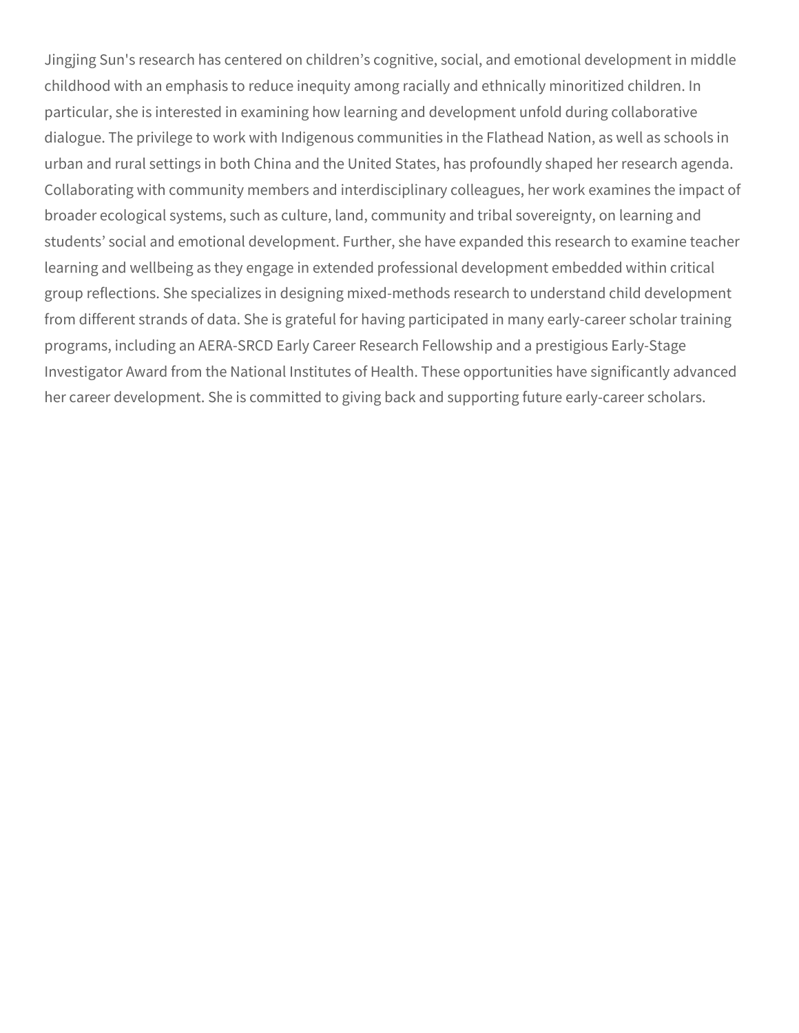Jingjing Sun's research has centered on children's cognitive, social, and emotional development in middle childhood with an emphasis to reduce inequity among racially and ethnically minoritized children. In particular, she is interested in examining how learning and development unfold during collaborative dialogue. The privilege to work with Indigenous communities in the Flathead Nation, as well as schools in urban and rural settings in both China and the United States, has profoundly shaped her research agenda. Collaborating with community members and interdisciplinary colleagues, her work examines the impact of broader ecological systems, such as culture, land, community and tribal sovereignty, on learning and students' social and emotional development. Further, she have expanded this research to examine teacher learning and wellbeing as they engage in extended professional development embedded within critical group reflections. She specializes in designing mixed-methods research to understand child development from different strands of data. She is grateful for having participated in many early-career scholar training programs, including an AERA-SRCD Early Career Research Fellowship and a prestigious Early-Stage Investigator Award from the National Institutes of Health. These opportunities have significantly advanced her career development. She is committed to giving back and supporting future early-career scholars.